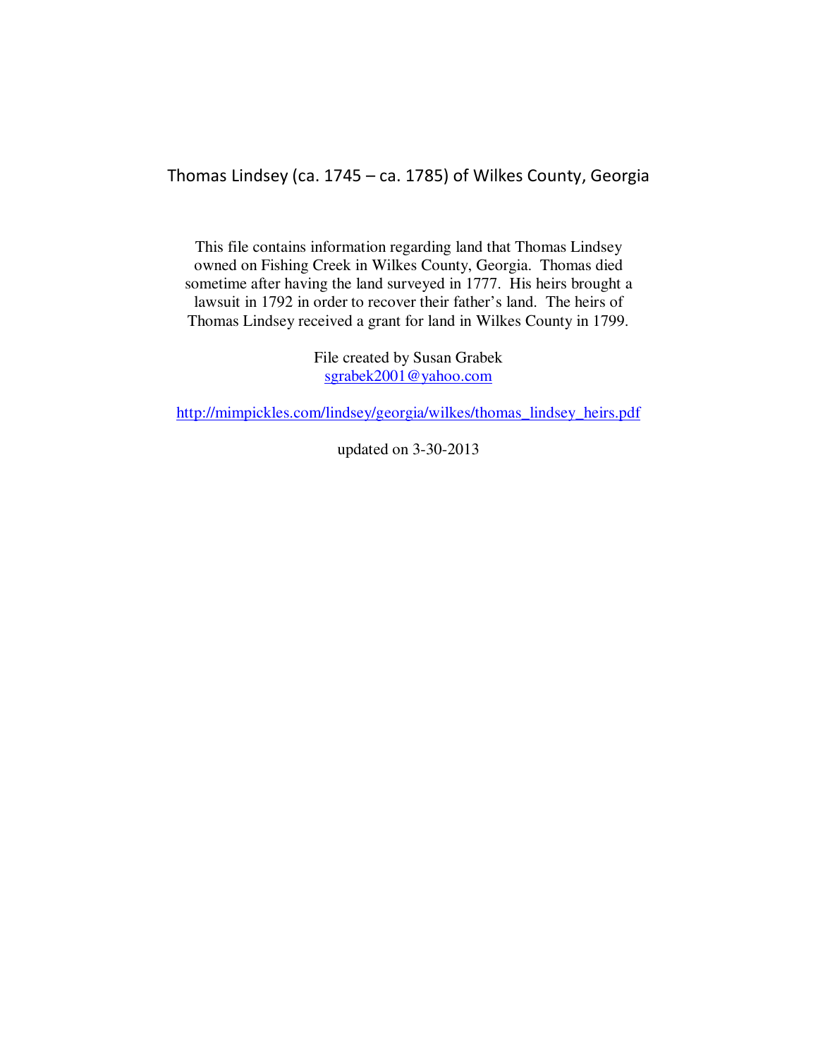# Thomas Lindsey (ca. 1745 – ca. 1785) of Wilkes County, Georgia

This file contains information regarding land that Thomas Lindsey owned on Fishing Creek in Wilkes County, Georgia. Thomas died sometime after having the land surveyed in 1777. His heirs brought a lawsuit in 1792 in order to recover their father's land. The heirs of Thomas Lindsey received a grant for land in Wilkes County in 1799.

File created by Susan Grabek
sgrabek2001@yahoo.com

http://mimpickles.com/lindsey/georgia/wilkes/thomas_lindsey_heirs.pdf

updated on 3-30-2013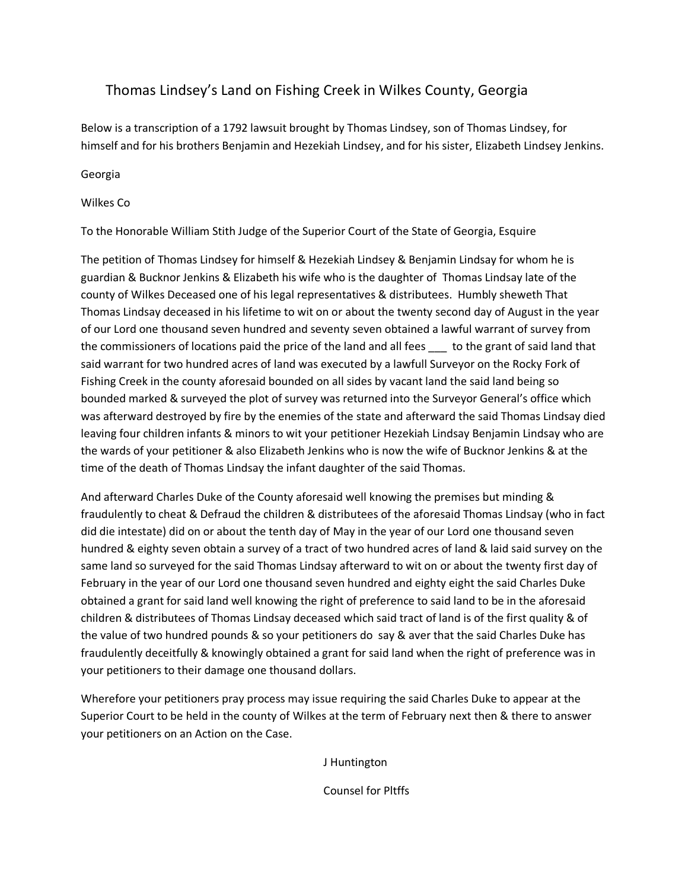# Thomas Lindsey's Land on Fishing Creek in Wilkes County, Georgia

Below is a transcription of a 1792 lawsuit brought by Thomas Lindsey, son of Thomas Lindsey, for himself and for his brothers Benjamin and Hezekiah Lindsey, and for his sister, Elizabeth Lindsey Jenkins.

Georgia

Wilkes Co

To the Honorable William Stith Judge of the Superior Court of the State of Georgia, Esquire

The petition of Thomas Lindsey for himself & Hezekiah Lindsey & Benjamin Lindsay for whom he is guardian & Bucknor Jenkins & Elizabeth his wife who is the daughter of Thomas Lindsay late of the county of Wilkes Deceased one of his legal representatives & distributees. Humbly sheweth That Thomas Lindsay deceased in his lifetime to wit on or about the twenty second day of August in the year of our Lord one thousand seven hundred and seventy seven obtained a lawful warrant of survey from the commissioners of locations paid the price of the land and all fees ___ to the grant of said land that said warrant for two hundred acres of land was executed by a lawfull Surveyor on the Rocky Fork of Fishing Creek in the county aforesaid bounded on all sides by vacant land the said land being so bounded marked & surveyed the plot of survey was returned into the Surveyor General's office which was afterward destroyed by fire by the enemies of the state and afterward the said Thomas Lindsay died leaving four children infants & minors to wit your petitioner Hezekiah Lindsay Benjamin Lindsay who are the wards of your petitioner & also Elizabeth Jenkins who is now the wife of Bucknor Jenkins & at the time of the death of Thomas Lindsay the infant daughter of the said Thomas.

And afterward Charles Duke of the County aforesaid well knowing the premises but minding & fraudulently to cheat & Defraud the children & distributees of the aforesaid Thomas Lindsay (who in fact did die intestate) did on or about the tenth day of May in the year of our Lord one thousand seven hundred & eighty seven obtain a survey of a tract of two hundred acres of land & laid said survey on the same land so surveyed for the said Thomas Lindsay afterward to wit on or about the twenty first day of February in the year of our Lord one thousand seven hundred and eighty eight the said Charles Duke obtained a grant for said land well knowing the right of preference to said land to be in the aforesaid children & distributees of Thomas Lindsay deceased which said tract of land is of the first quality & of the value of two hundred pounds & so your petitioners do say & aver that the said Charles Duke has fraudulently deceitfully & knowingly obtained a grant for said land when the right of preference was in your petitioners to their damage one thousand dollars.

Wherefore your petitioners pray process may issue requiring the said Charles Duke to appear at the Superior Court to be held in the county of Wilkes at the term of February next then & there to answer your petitioners on an Action on the Case.

J Huntington

Counsel for Pltffs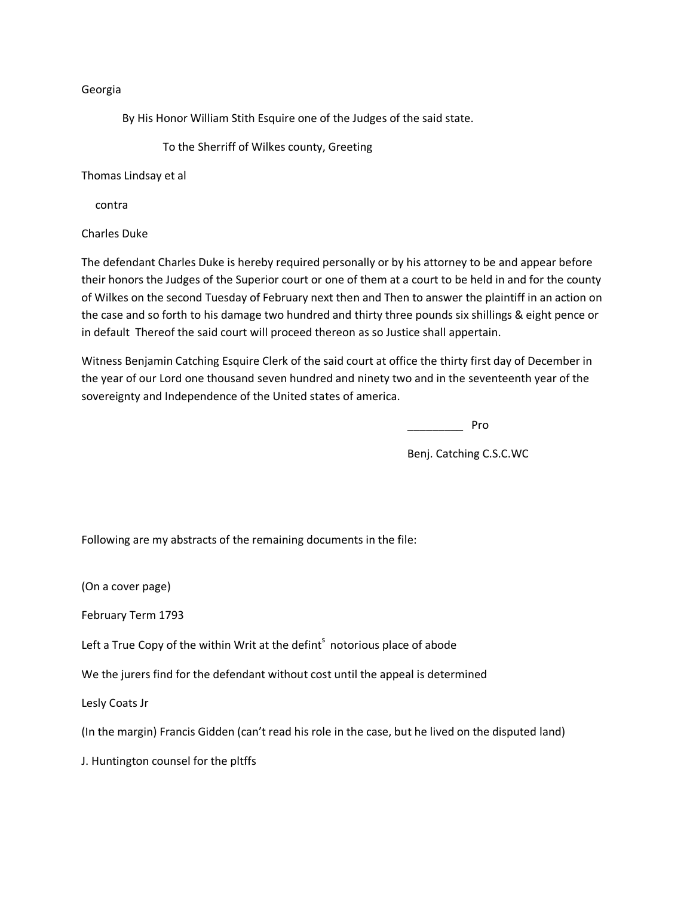Georgia

By His Honor William Stith Esquire one of the Judges of the said state.

To the Sherriff of Wilkes county, Greeting

Thomas Lindsay et al

contra

Charles Duke

The defendant Charles Duke is hereby required personally or by his attorney to be and appear before their honors the Judges of the Superior court or one of them at a court to be held in and for the county of Wilkes on the second Tuesday of February next then and Then to answer the plaintiff in an action on the case and so forth to his damage two hundred and thirty three pounds six shillings & eight pence or in default Thereof the said court will proceed thereon as so Justice shall appertain.

Witness Benjamin Catching Esquire Clerk of the said court at office the thirty first day of December in the year of our Lord one thousand seven hundred and ninety two and in the seventeenth year of the sovereignty and Independence of the United states of america.

_________ Pro

Benj. Catching C.S.C.WC

Following are my abstracts of the remaining documents in the file:

(On a cover page)

February Term 1793

Left a True Copy of the within Writ at the defint[s] notorious place of abode

We the jurers find for the defendant without cost until the appeal is determined

Lesly Coats Jr

(In the margin) Francis Gidden (can't read his role in the case, but he lived on the disputed land)

J. Huntington counsel for the pltffs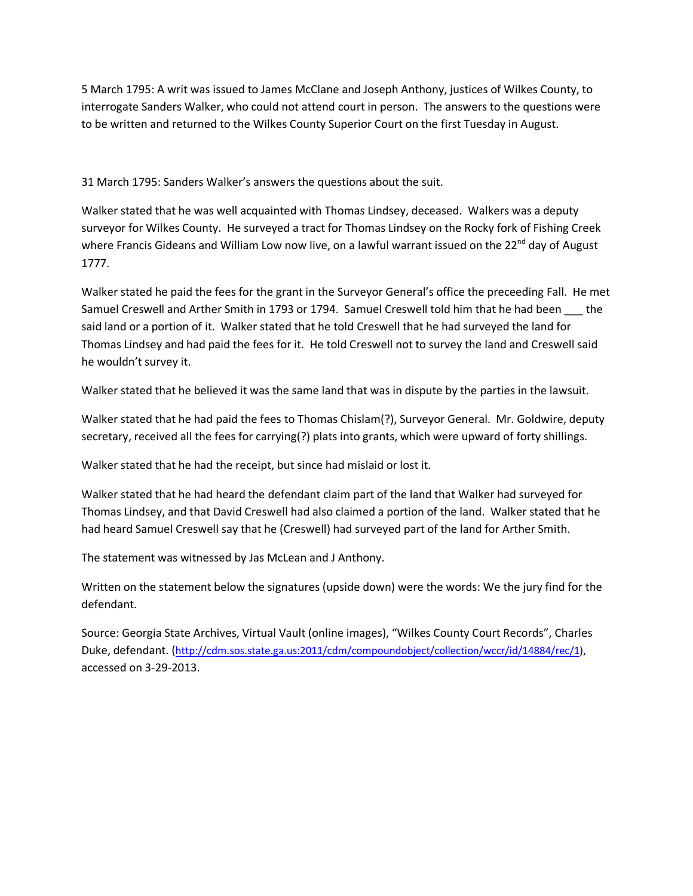5 March 1795: A writ was issued to James McClane and Joseph Anthony, justices of Wilkes County, to interrogate Sanders Walker, who could not attend court in person. The answers to the questions were to be written and returned to the Wilkes County Superior Court on the first Tuesday in August.

31 March 1795: Sanders Walker's answers the questions about the suit.

Walker stated that he was well acquainted with Thomas Lindsey, deceased. Walkers was a deputy surveyor for Wilkes County. He surveyed a tract for Thomas Lindsey on the Rocky fork of Fishing Creek where Francis Gideans and William Low now live, on a lawful warrant issued on the 22nd day of August 1777.

Walker stated he paid the fees for the grant in the Surveyor General's office the preceeding Fall. He met Samuel Creswell and Arther Smith in 1793 or 1794. Samuel Creswell told him that he had been ___ the said land or a portion of it. Walker stated that he told Creswell that he had surveyed the land for Thomas Lindsey and had paid the fees for it. He told Creswell not to survey the land and Creswell said he wouldn't survey it.

Walker stated that he believed it was the same land that was in dispute by the parties in the lawsuit.

Walker stated that he had paid the fees to Thomas Chislam(?), Surveyor General. Mr. Goldwire, deputy secretary, received all the fees for carrying(?) plats into grants, which were upward of forty shillings.

Walker stated that he had the receipt, but since had mislaid or lost it.

Walker stated that he had heard the defendant claim part of the land that Walker had surveyed for Thomas Lindsey, and that David Creswell had also claimed a portion of the land. Walker stated that he had heard Samuel Creswell say that he (Creswell) had surveyed part of the land for Arther Smith.

The statement was witnessed by Jas McLean and J Anthony.

Written on the statement below the signatures (upside down) were the words: We the jury find for the defendant.

Source: Georgia State Archives, Virtual Vault (online images), "Wilkes County Court Records", Charles Duke, defendant. (http://cdm.sos.state.ga.us:2011/cdm/compoundobject/collection/wccr/id/14884/rec/1), accessed on 3-29-2013.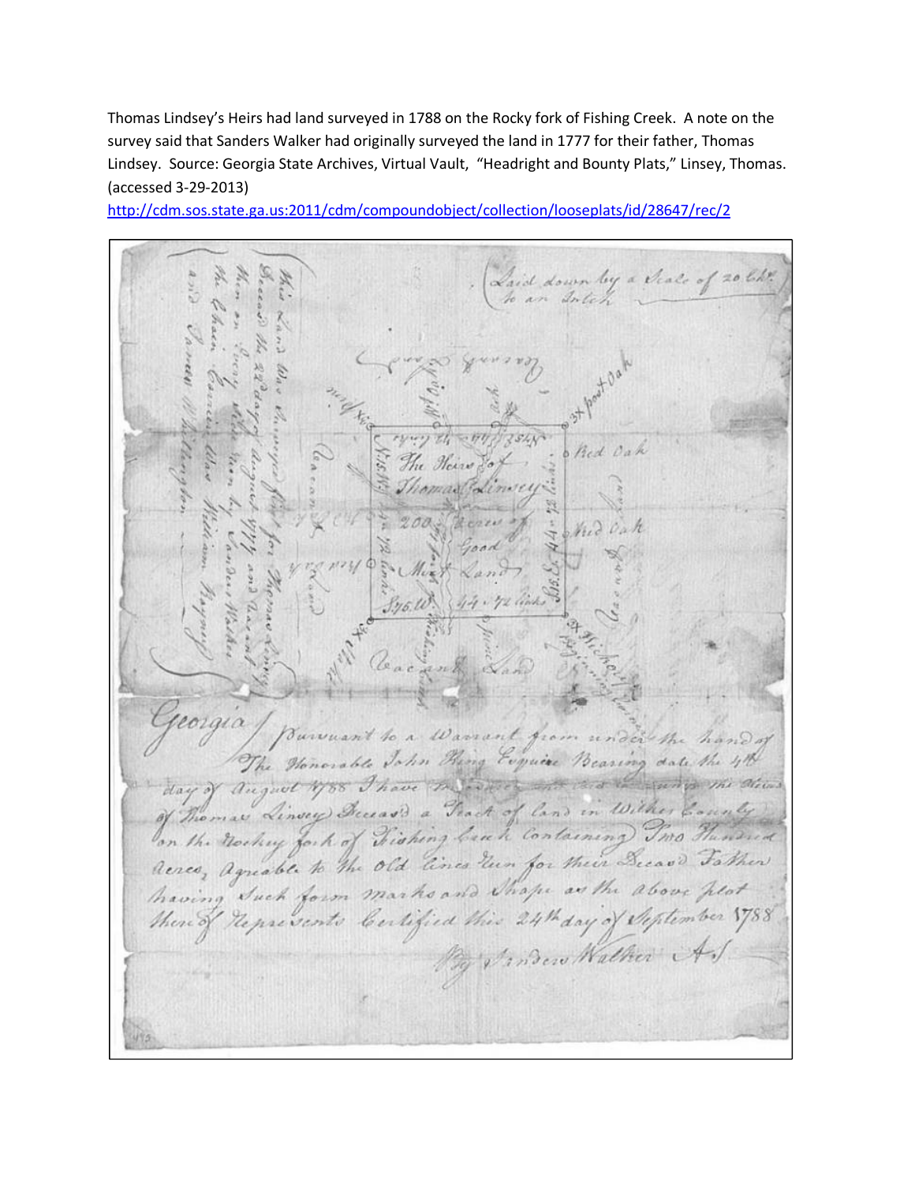Thomas Lindsey's Heirs had land surveyed in 1788 on the Rocky fork of Fishing Creek. A note on the survey said that Sanders Walker had originally surveyed the land in 1777 for their father, Thomas Lindsey. Source: Georgia State Archives, Virtual Vault, "Headright and Bounty Plats," Linsey, Thomas. (accessed 3-29-2013)

http://cdm.sos.state.ga.us:2011/cdm/compoundobject/collection/looseplats/id/28647/rec/2

(Laid down by a Scale of 20 Chs. to an Inch)

The Heirs of Thomas Linsey 200 Acres of Good Mixt Land

N.75.E. 44 . 72 links

S.15.E. 44 . 72 links

S.75.W. 44 . 72 links

N.15.W. 44 . 72 links

3x post Oak

Red Oak

Red Oak

3x Hickory

Vacant Land

This Land Was Surveyed first for Thomas Linsey Deceas'd the 22 day of August 1777 and Vacant then on Every Side run by Sanders Walker the Chain Carriers Was William Rogers and James Whillington

Georgia / Pursuant to a Warrant from under the hand of The Honorable John King Esquire Bearing date the 4th day of August 1788 I have ... the Heirs of Thomas Linsey Deceas'd a Tract of land in Wilkes County on the Rocky fork of Fishing Creek Containing Two Hundred Acres, Agreable to the old lines Run for their Deceas'd Father having Such form marks and Shape as the above plot thereof Represents Certified this 24th day of September 1788

By Sanders Walker A.S.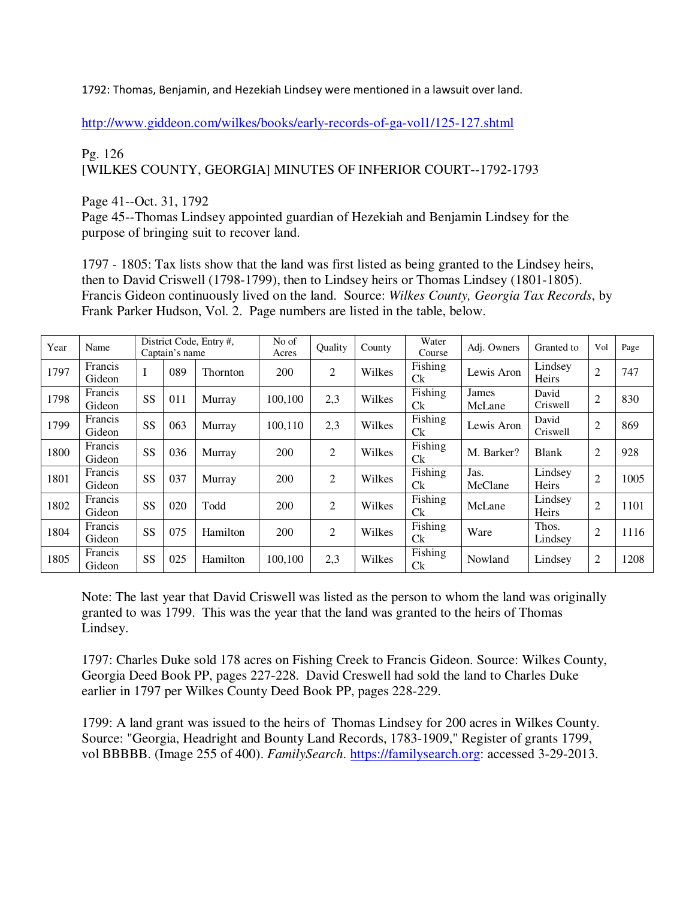1792: Thomas, Benjamin, and Hezekiah Lindsey were mentioned in a lawsuit over land.

http://www.giddeon.com/wilkes/books/early-records-of-ga-vol1/125-127.shtml

Pg. 126
[WILKES COUNTY, GEORGIA] MINUTES OF INFERIOR COURT--1792-1793

Page 41--Oct. 31, 1792
Page 45--Thomas Lindsey appointed guardian of Hezekiah and Benjamin Lindsey for the purpose of bringing suit to recover land.

1797 - 1805: Tax lists show that the land was first listed as being granted to the Lindsey heirs, then to David Criswell (1798-1799), then to Lindsey heirs or Thomas Lindsey (1801-1805). Francis Gideon continuously lived on the land. Source: *Wilkes County, Georgia Tax Records*, by Frank Parker Hudson, Vol. 2. Page numbers are listed in the table, below.

| Year | Name | District Code, Entry #, Captain's name | | | No of Acres | Quality | County | Water Course | Adj. Owners | Granted to | Vol | Page |
|---|---|---|---|---|---|---|---|---|---|---|---|---|
| 1797 | Francis Gideon | I | 089 | Thornton | 200 | 2 | Wilkes | Fishing Ck | Lewis Aron | Lindsey Heirs | 2 | 747 |
| 1798 | Francis Gideon | SS | 011 | Murray | 100,100 | 2,3 | Wilkes | Fishing Ck | James McLane | David Criswell | 2 | 830 |
| 1799 | Francis Gideon | SS | 063 | Murray | 100,110 | 2,3 | Wilkes | Fishing Ck | Lewis Aron | David Criswell | 2 | 869 |
| 1800 | Francis Gideon | SS | 036 | Murray | 200 | 2 | Wilkes | Fishing Ck | M. Barker? | Blank | 2 | 928 |
| 1801 | Francis Gideon | SS | 037 | Murray | 200 | 2 | Wilkes | Fishing Ck | Jas. McClane | Lindsey Heirs | 2 | 1005 |
| 1802 | Francis Gideon | SS | 020 | Todd | 200 | 2 | Wilkes | Fishing Ck | McLane | Lindsey Heirs | 2 | 1101 |
| 1804 | Francis Gideon | SS | 075 | Hamilton | 200 | 2 | Wilkes | Fishing Ck | Ware | Thos. Lindsey | 2 | 1116 |
| 1805 | Francis Gideon | SS | 025 | Hamilton | 100,100 | 2,3 | Wilkes | Fishing Ck | Nowland | Lindsey | 2 | 1208 |

Note: The last year that David Criswell was listed as the person to whom the land was originally granted to was 1799. This was the year that the land was granted to the heirs of Thomas Lindsey.

1797: Charles Duke sold 178 acres on Fishing Creek to Francis Gideon. Source: Wilkes County, Georgia Deed Book PP, pages 227-228. David Creswell had sold the land to Charles Duke earlier in 1797 per Wilkes County Deed Book PP, pages 228-229.

1799: A land grant was issued to the heirs of Thomas Lindsey for 200 acres in Wilkes County. Source: "Georgia, Headright and Bounty Land Records, 1783-1909," Register of grants 1799, vol BBBBB. (Image 255 of 400). *FamilySearch*. https://familysearch.org: accessed 3-29-2013.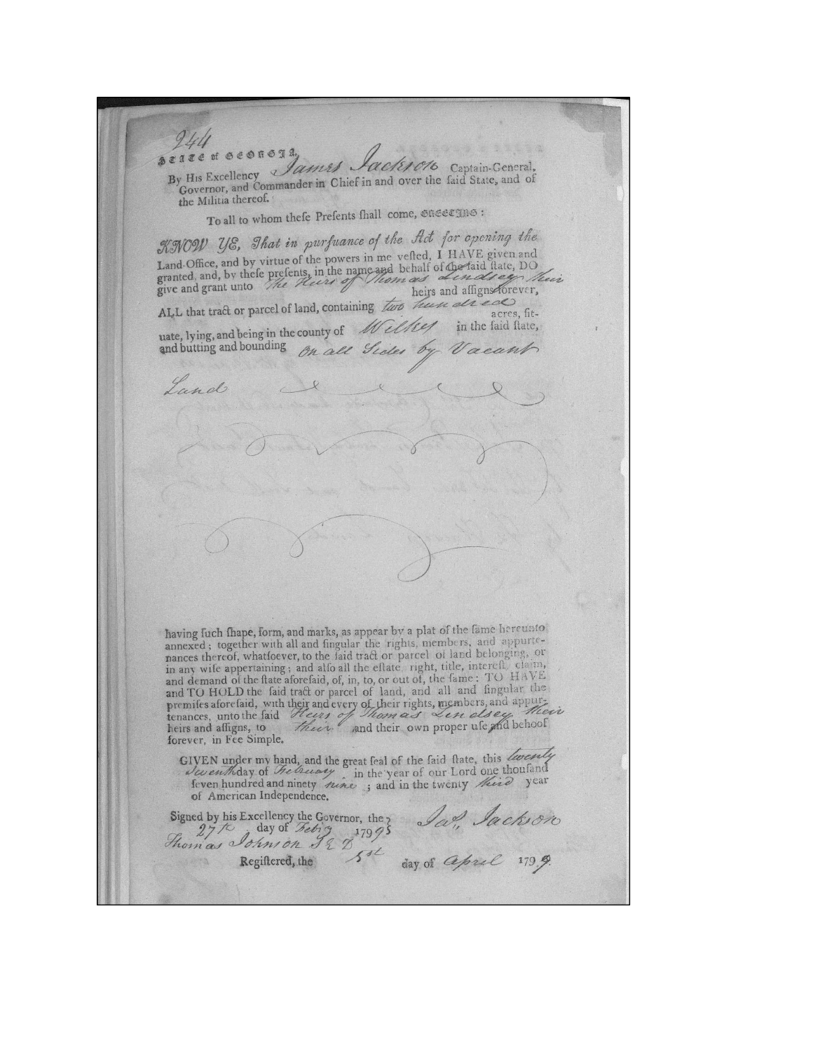944

STATE of GEORGIA,

By His Excellency *James Jackson* Captain-General, Governor, and Commander in Chief in and over the said State, and of the Militia thereof.

To all to whom these Presents shall come, GREETING:

*KNOW YE, That in pursuance of the Act for opening the* Land-Office, and by virtue of the powers in me vested, I HAVE given and granted, and, by these presents, in the name and behalf of the said state, DO give and grant unto *the Heirs of Thomas Lindsey their* heirs and assigns forever, ALL that tract or parcel of land, containing *two hundred* acres, situate, lying, and being in the county of *Wilkes* in the said state, and butting and bounding *on all Sides by Vacant Land*

having such shape, form, and marks, as appear by a plat of the same hereunto annexed; together with all and singular the rights, members, and appurtenances thereof, whatsoever, to the said tract or parcel of land belonging, or in any wise appertaining; and also all the estate, right, title, interest, claim, and demand of the state aforesaid, of, in, to, or out of, the same; TO HAVE and TO HOLD the said tract or parcel of land, and all and singular the premises aforesaid, with their and every of their rights, members, and appurtenances, unto the said *Heirs of Thomas Lindsey their* heirs and assigns, to *their* and their own proper use and behoof forever, in Fee Simple.

GIVEN under my hand, and the great seal of the said state, this *twenty seventh* day of *February* in the year of our Lord one thousand seven hundred and ninety *nine*; and in the twenty *third* year of American Independence.

Signed by his Excellency the Governor, the *27th* day of *Feby* 179*9* — *Jas. Jackson*

*Thomas Johnson S.E.D.*

Registered, the *5th* day of *April* 179*9*.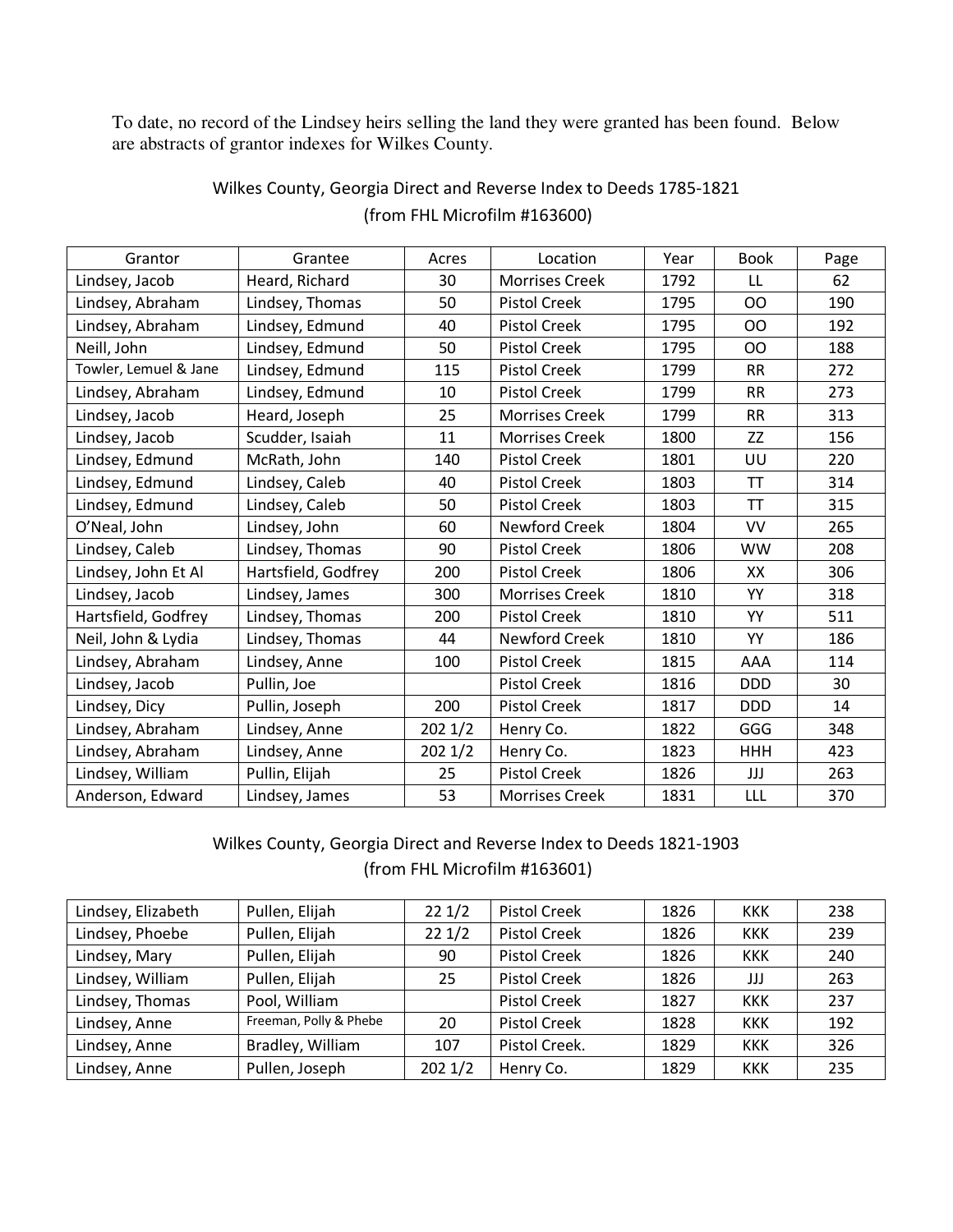To date, no record of the Lindsey heirs selling the land they were granted has been found. Below are abstracts of grantor indexes for Wilkes County.

Wilkes County, Georgia Direct and Reverse Index to Deeds 1785-1821
(from FHL Microfilm #163600)

| Grantor | Grantee | Acres | Location | Year | Book | Page |
|---|---|---|---|---|---|---|
| Lindsey, Jacob | Heard, Richard | 30 | Morrises Creek | 1792 | LL | 62 |
| Lindsey, Abraham | Lindsey, Thomas | 50 | Pistol Creek | 1795 | OO | 190 |
| Lindsey, Abraham | Lindsey, Edmund | 40 | Pistol Creek | 1795 | OO | 192 |
| Neill, John | Lindsey, Edmund | 50 | Pistol Creek | 1795 | OO | 188 |
| Towler, Lemuel & Jane | Lindsey, Edmund | 115 | Pistol Creek | 1799 | RR | 272 |
| Lindsey, Abraham | Lindsey, Edmund | 10 | Pistol Creek | 1799 | RR | 273 |
| Lindsey, Jacob | Heard, Joseph | 25 | Morrises Creek | 1799 | RR | 313 |
| Lindsey, Jacob | Scudder, Isaiah | 11 | Morrises Creek | 1800 | ZZ | 156 |
| Lindsey, Edmund | McRath, John | 140 | Pistol Creek | 1801 | UU | 220 |
| Lindsey, Edmund | Lindsey, Caleb | 40 | Pistol Creek | 1803 | TT | 314 |
| Lindsey, Edmund | Lindsey, Caleb | 50 | Pistol Creek | 1803 | TT | 315 |
| O'Neal, John | Lindsey, John | 60 | Newford Creek | 1804 | VV | 265 |
| Lindsey, Caleb | Lindsey, Thomas | 90 | Pistol Creek | 1806 | WW | 208 |
| Lindsey, John Et Al | Hartsfield, Godfrey | 200 | Pistol Creek | 1806 | XX | 306 |
| Lindsey, Jacob | Lindsey, James | 300 | Morrises Creek | 1810 | YY | 318 |
| Hartsfield, Godfrey | Lindsey, Thomas | 200 | Pistol Creek | 1810 | YY | 511 |
| Neil, John & Lydia | Lindsey, Thomas | 44 | Newford Creek | 1810 | YY | 186 |
| Lindsey, Abraham | Lindsey, Anne | 100 | Pistol Creek | 1815 | AAA | 114 |
| Lindsey, Jacob | Pullin, Joe | | Pistol Creek | 1816 | DDD | 30 |
| Lindsey, Dicy | Pullin, Joseph | 200 | Pistol Creek | 1817 | DDD | 14 |
| Lindsey, Abraham | Lindsey, Anne | 202 1/2 | Henry Co. | 1822 | GGG | 348 |
| Lindsey, Abraham | Lindsey, Anne | 202 1/2 | Henry Co. | 1823 | HHH | 423 |
| Lindsey, William | Pullin, Elijah | 25 | Pistol Creek | 1826 | JJJ | 263 |
| Anderson, Edward | Lindsey, James | 53 | Morrises Creek | 1831 | LLL | 370 |

Wilkes County, Georgia Direct and Reverse Index to Deeds 1821-1903
(from FHL Microfilm #163601)

| | | | | | | |
|---|---|---|---|---|---|---|
| Lindsey, Elizabeth | Pullen, Elijah | 22 1/2 | Pistol Creek | 1826 | KKK | 238 |
| Lindsey, Phoebe | Pullen, Elijah | 22 1/2 | Pistol Creek | 1826 | KKK | 239 |
| Lindsey, Mary | Pullen, Elijah | 90 | Pistol Creek | 1826 | KKK | 240 |
| Lindsey, William | Pullen, Elijah | 25 | Pistol Creek | 1826 | JJJ | 263 |
| Lindsey, Thomas | Pool, William | | Pistol Creek | 1827 | KKK | 237 |
| Lindsey, Anne | Freeman, Polly & Phebe | 20 | Pistol Creek | 1828 | KKK | 192 |
| Lindsey, Anne | Bradley, William | 107 | Pistol Creek. | 1829 | KKK | 326 |
| Lindsey, Anne | Pullen, Joseph | 202 1/2 | Henry Co. | 1829 | KKK | 235 |